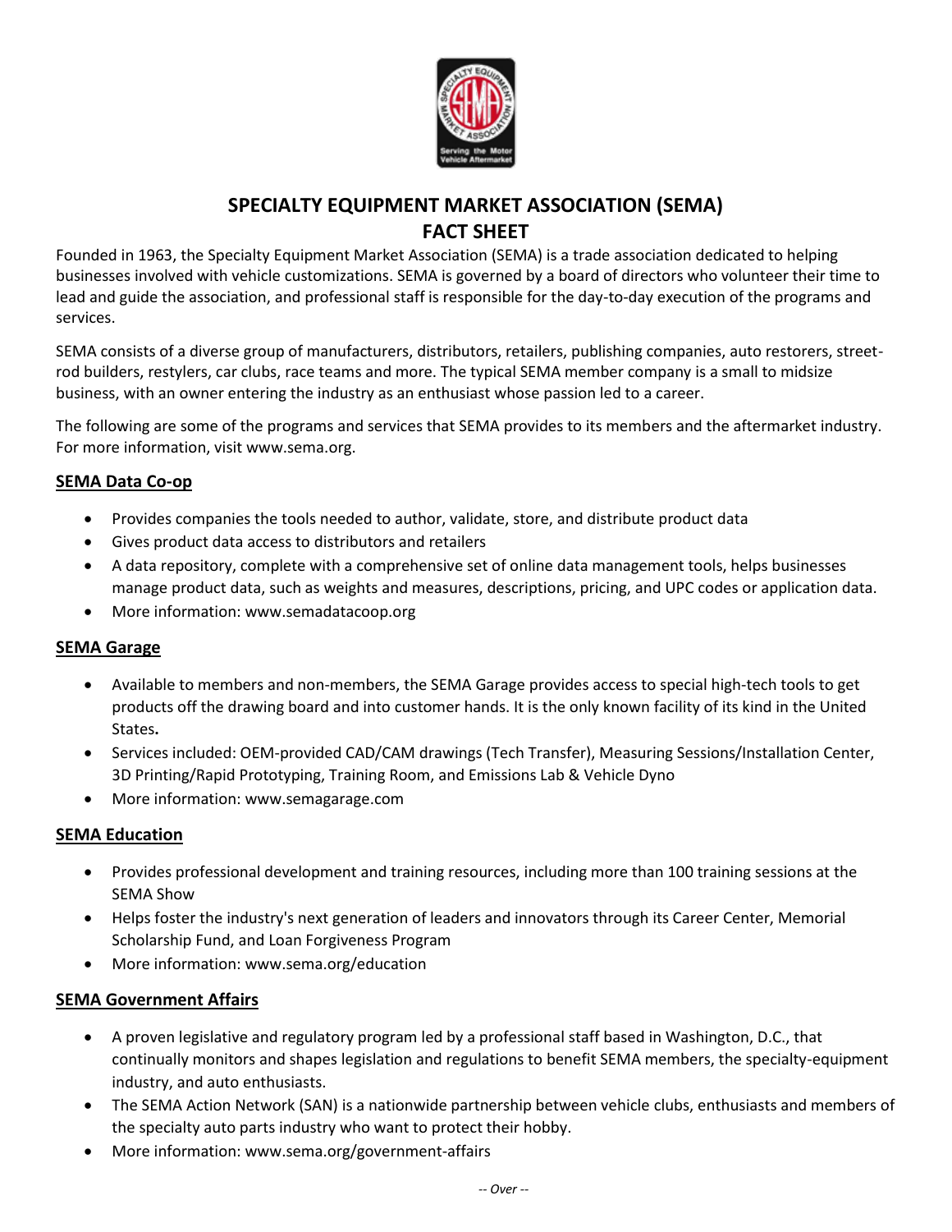# SPECIALTY EQUIPMENT MARKET ASSOCIATION (SEMA)
# FACT SHEET

Founded in 1963, the Specialty Equipment Market Association (SEMA) is a trade association dedicated to helping businesses involved with vehicle customizations. SEMA is governed by a board of directors who volunteer their time to lead and guide the association, and professional staff is responsible for the day-to-day execution of the programs and services.

SEMA consists of a diverse group of manufacturers, distributors, retailers, publishing companies, auto restorers, street-rod builders, restylers, car clubs, race teams and more. The typical SEMA member company is a small to midsize business, with an owner entering the industry as an enthusiast whose passion led to a career.

The following are some of the programs and services that SEMA provides to its members and the aftermarket industry. For more information, visit www.sema.org.

## SEMA Data Co-op

- Provides companies the tools needed to author, validate, store, and distribute product data
- Gives product data access to distributors and retailers
- A data repository, complete with a comprehensive set of online data management tools, helps businesses manage product data, such as weights and measures, descriptions, pricing, and UPC codes or application data.
- More information: www.semadatacoop.org

## SEMA Garage

- Available to members and non-members, the SEMA Garage provides access to special high-tech tools to get products off the drawing board and into customer hands. It is the only known facility of its kind in the United States**.**
- Services included: OEM-provided CAD/CAM drawings (Tech Transfer), Measuring Sessions/Installation Center, 3D Printing/Rapid Prototyping, Training Room, and Emissions Lab & Vehicle Dyno
- More information: www.semagarage.com

## SEMA Education

- Provides professional development and training resources, including more than 100 training sessions at the SEMA Show
- Helps foster the industry's next generation of leaders and innovators through its Career Center, Memorial Scholarship Fund, and Loan Forgiveness Program
- More information: www.sema.org/education

## SEMA Government Affairs

- A proven legislative and regulatory program led by a professional staff based in Washington, D.C., that continually monitors and shapes legislation and regulations to benefit SEMA members, the specialty-equipment industry, and auto enthusiasts.
- The SEMA Action Network (SAN) is a nationwide partnership between vehicle clubs, enthusiasts and members of the specialty auto parts industry who want to protect their hobby.
- More information: www.sema.org/government-affairs

*-- Over --*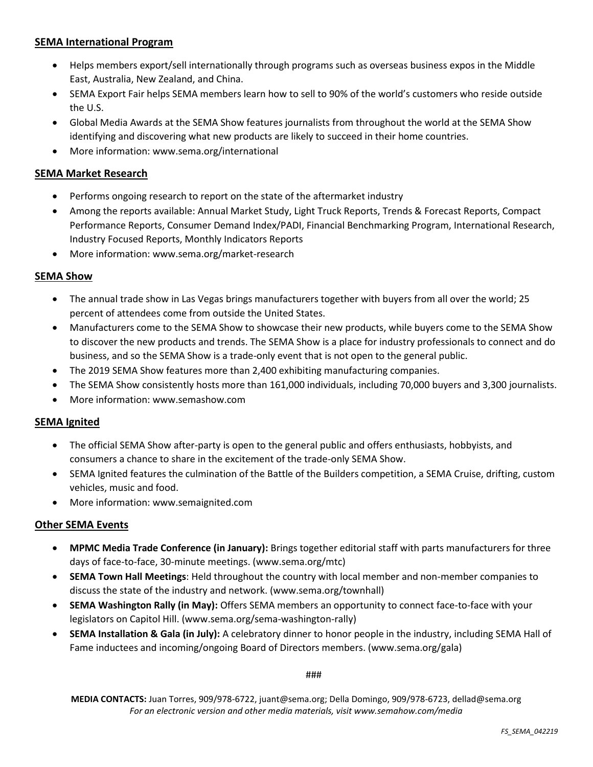## SEMA International Program

- Helps members export/sell internationally through programs such as overseas business expos in the Middle East, Australia, New Zealand, and China.
- SEMA Export Fair helps SEMA members learn how to sell to 90% of the world's customers who reside outside the U.S.
- Global Media Awards at the SEMA Show features journalists from throughout the world at the SEMA Show identifying and discovering what new products are likely to succeed in their home countries.
- More information: www.sema.org/international

## SEMA Market Research

- Performs ongoing research to report on the state of the aftermarket industry
- Among the reports available: Annual Market Study, Light Truck Reports, Trends & Forecast Reports, Compact Performance Reports, Consumer Demand Index/PADI, Financial Benchmarking Program, International Research, Industry Focused Reports, Monthly Indicators Reports
- More information: www.sema.org/market-research

## SEMA Show

- The annual trade show in Las Vegas brings manufacturers together with buyers from all over the world; 25 percent of attendees come from outside the United States.
- Manufacturers come to the SEMA Show to showcase their new products, while buyers come to the SEMA Show to discover the new products and trends. The SEMA Show is a place for industry professionals to connect and do business, and so the SEMA Show is a trade-only event that is not open to the general public.
- The 2019 SEMA Show features more than 2,400 exhibiting manufacturing companies.
- The SEMA Show consistently hosts more than 161,000 individuals, including 70,000 buyers and 3,300 journalists.
- More information: www.semashow.com

## SEMA Ignited

- The official SEMA Show after-party is open to the general public and offers enthusiasts, hobbyists, and consumers a chance to share in the excitement of the trade-only SEMA Show.
- SEMA Ignited features the culmination of the Battle of the Builders competition, a SEMA Cruise, drifting, custom vehicles, music and food.
- More information: www.semaignited.com

## Other SEMA Events

- **MPMC Media Trade Conference (in January):** Brings together editorial staff with parts manufacturers for three days of face-to-face, 30-minute meetings. (www.sema.org/mtc)
- **SEMA Town Hall Meetings**: Held throughout the country with local member and non-member companies to discuss the state of the industry and network. (www.sema.org/townhall)
- **SEMA Washington Rally (in May):** Offers SEMA members an opportunity to connect face-to-face with your legislators on Capitol Hill. (www.sema.org/sema-washington-rally)
- **SEMA Installation & Gala (in July):** A celebratory dinner to honor people in the industry, including SEMA Hall of Fame inductees and incoming/ongoing Board of Directors members. (www.sema.org/gala)

###

**MEDIA CONTACTS:** Juan Torres, 909/978-6722, juant@sema.org; Della Domingo, 909/978-6723, dellad@sema.org

*For an electronic version and other media materials, visit www.semahow.com/media*

*FS_SEMA_042219*